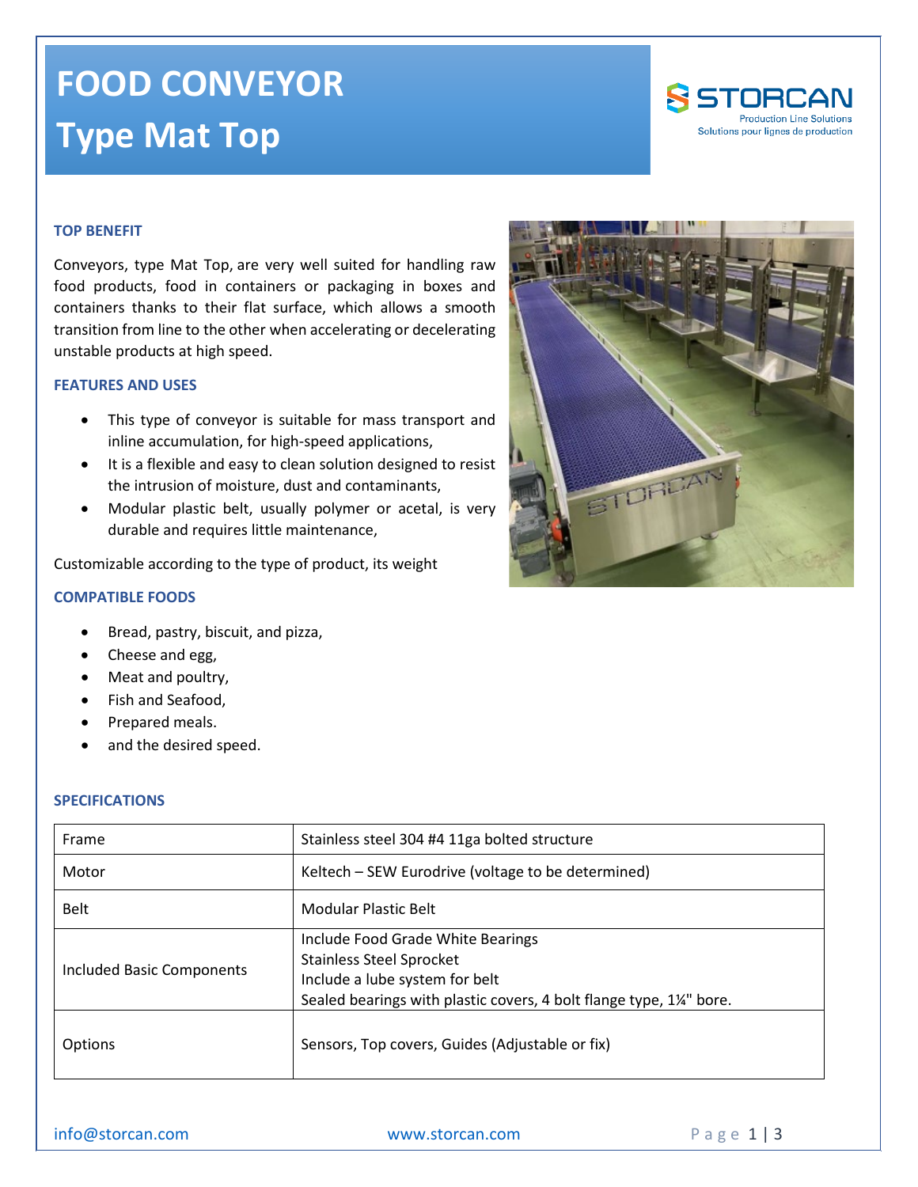# FOOD CONVEYOR

# Type Mat Top

### TOP BENEFIT

Conveyors, type Mat Top, are very well suited for handling raw food products, food in containers or packaging in boxes and containers thanks to their flat surface, which allows a smooth transition from line to the other when accelerating or decelerating unstable products at high speed.

### FEATURES AND USES

- This type of conveyor is suitable for mass transport and inline accumulation, for high-speed applications,
- It is a flexible and easy to clean solution designed to resist the intrusion of moisture, dust and contaminants,
- Modular plastic belt, usually polymer or acetal, is very durable and requires little maintenance,

Customizable according to the type of product, its weight

### COMPATIBLE FOODS

- Bread, pastry, biscuit, and pizza,
- Cheese and egg,
- Meat and poultry,
- Fish and Seafood,
- Prepared meals.
- and the desired speed.

### SPECIFICATIONS

| | |
|---|---|
| Frame | Stainless steel 304 #4 11ga bolted structure |
| Motor | Keltech – SEW Eurodrive (voltage to be determined) |
| Belt | Modular Plastic Belt |
| Included Basic Components | Include Food Grade White Bearings<br>Stainless Steel Sprocket<br>Include a lube system for belt<br>Sealed bearings with plastic covers, 4 bolt flange type, 1¼" bore. |
| Options | Sensors, Top covers, Guides (Adjustable or fix) |

info@storcan.com www.storcan.com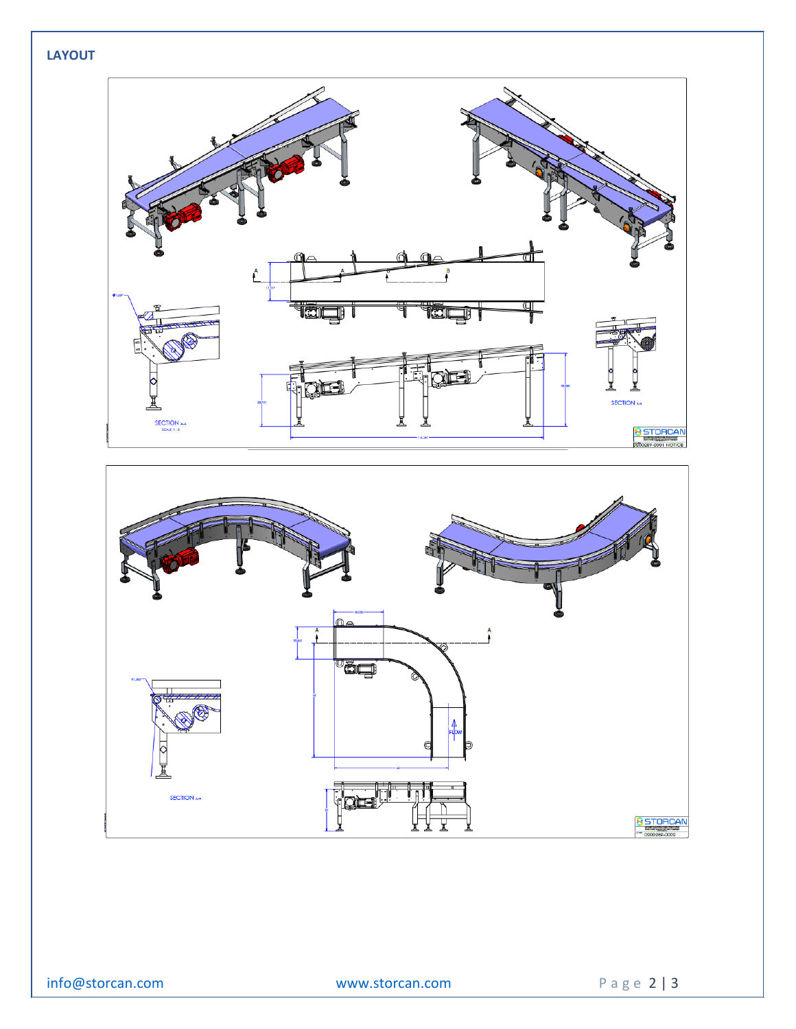# LAYOUT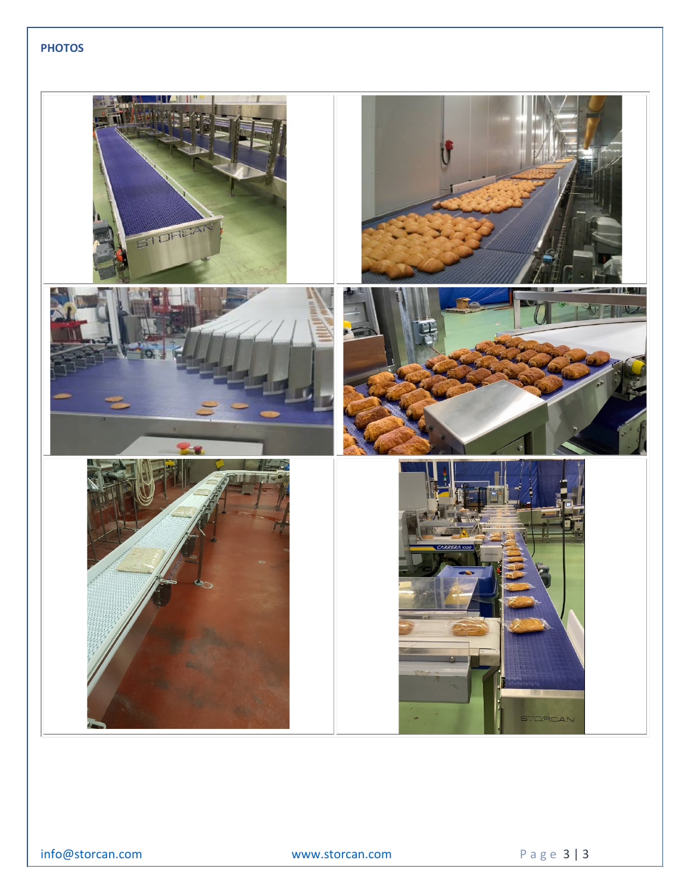**PHOTOS**